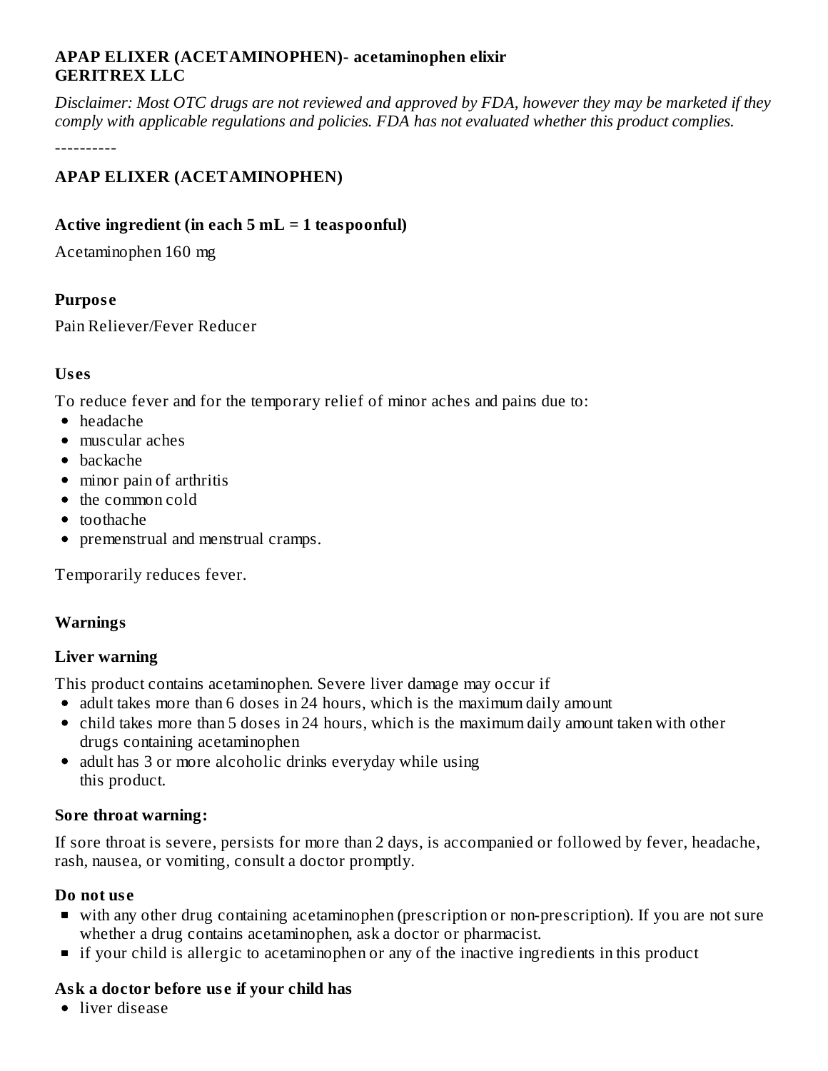**APAP ELIXER (ACETAMINOPHEN)- acetaminophen elixir**
**GERITREX LLC**

*Disclaimer: Most OTC drugs are not reviewed and approved by FDA, however they may be marketed if they comply with applicable regulations and policies. FDA has not evaluated whether this product complies.*

----------

## APAP ELIXER (ACETAMINOPHEN)

### Active ingredient (in each 5 mL = 1 teaspoonful)

Acetaminophen 160 mg

### Purpose

Pain Reliever/Fever Reducer

### Uses

To reduce fever and for the temporary relief of minor aches and pains due to:

- headache
- muscular aches
- backache
- minor pain of arthritis
- the common cold
- toothache
- premenstrual and menstrual cramps.

Temporarily reduces fever.

### Warnings

### Liver warning

This product contains acetaminophen. Severe liver damage may occur if

- adult takes more than 6 doses in 24 hours, which is the maximum daily amount
- child takes more than 5 doses in 24 hours, which is the maximum daily amount taken with other drugs containing acetaminophen
- adult has 3 or more alcoholic drinks everyday while using this product.

### Sore throat warning:

If sore throat is severe, persists for more than 2 days, is accompanied or followed by fever, headache, rash, nausea, or vomiting, consult a doctor promptly.

### Do not use

- with any other drug containing acetaminophen (prescription or non-prescription). If you are not sure whether a drug contains acetaminophen, ask a doctor or pharmacist.
- if your child is allergic to acetaminophen or any of the inactive ingredients in this product

### Ask a doctor before use if your child has

- liver disease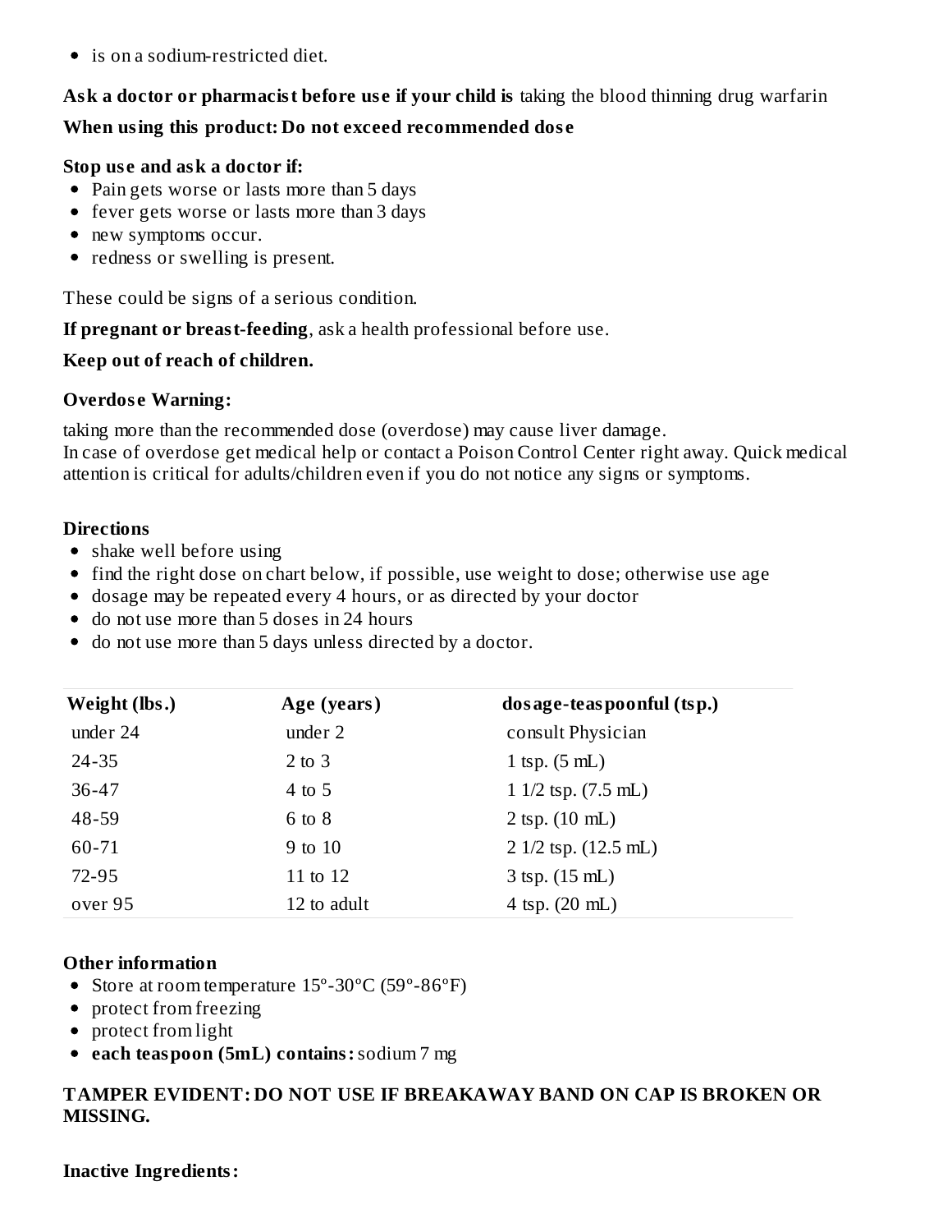- is on a sodium-restricted diet.

**Ask a doctor or pharmacist before use if your child is** taking the blood thinning drug warfarin

**When using this product: Do not exceed recommended dose**

**Stop use and ask a doctor if:**

- Pain gets worse or lasts more than 5 days
- fever gets worse or lasts more than 3 days
- new symptoms occur.
- redness or swelling is present.

These could be signs of a serious condition.

**If pregnant or breast-feeding**, ask a health professional before use.

**Keep out of reach of children.**

**Overdose Warning:**

taking more than the recommended dose (overdose) may cause liver damage.
In case of overdose get medical help or contact a Poison Control Center right away. Quick medical attention is critical for adults/children even if you do not notice any signs or symptoms.

**Directions**

- shake well before using
- find the right dose on chart below, if possible, use weight to dose; otherwise use age
- dosage may be repeated every 4 hours, or as directed by your doctor
- do not use more than 5 doses in 24 hours
- do not use more than 5 days unless directed by a doctor.

| Weight (lbs.) | Age (years) | dosage-teaspoonful (tsp.) |
|---|---|---|
| under 24 | under 2 | consult Physician |
| 24-35 | 2 to 3 | 1 tsp. (5 mL) |
| 36-47 | 4 to 5 | 1 1/2 tsp. (7.5 mL) |
| 48-59 | 6 to 8 | 2 tsp. (10 mL) |
| 60-71 | 9 to 10 | 2 1/2 tsp. (12.5 mL) |
| 72-95 | 11 to 12 | 3 tsp. (15 mL) |
| over 95 | 12 to adult | 4 tsp. (20 mL) |

**Other information**

- Store at room temperature 15º-30ºC (59º-86ºF)
- protect from freezing
- protect from light
- **each teaspoon (5mL) contains:** sodium 7 mg

**TAMPER EVIDENT: DO NOT USE IF BREAKAWAY BAND ON CAP IS BROKEN OR MISSING.**

**Inactive Ingredients:**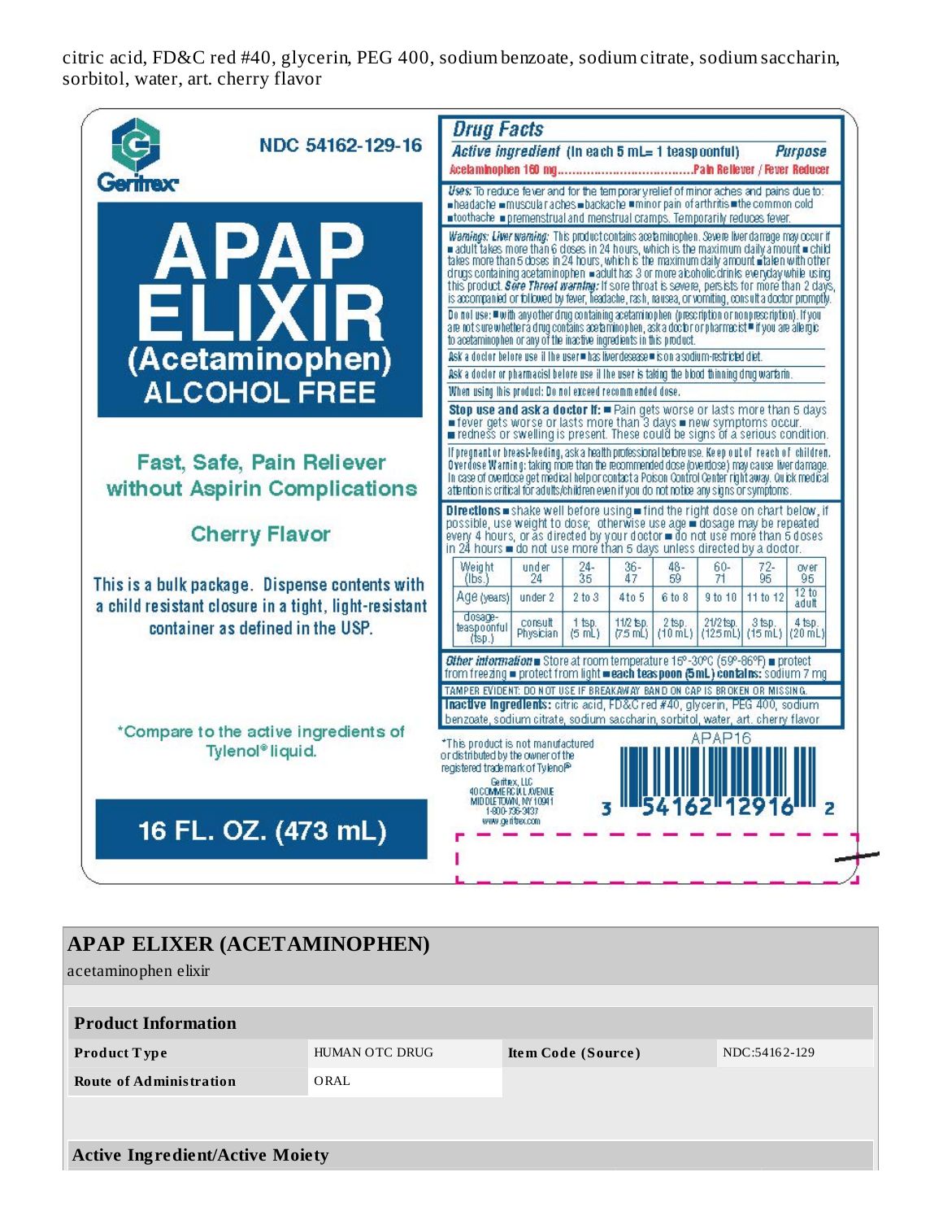citric acid, FD&C red #40, glycerin, PEG 400, sodium benzoate, sodium citrate, sodium saccharin, sorbitol, water, art. cherry flavor

NDC 54162-129-16

Geritrex

# APAP ELIXIR

## (Acetaminophen) ALCOHOL FREE

Fast, Safe, Pain Reliever without Aspirin Complications

Cherry Flavor

This is a bulk package. Dispense contents with a child resistant closure in a tight, light-resistant container as defined in the USP.

*Compare to the active ingredients of Tylenol® liquid.

16 FL. OZ. (473 mL)

## Drug Facts

**Active ingredient** (in each 5 mL= 1 teaspoonful) — **Purpose**

Acetaminophen 160 mg.................................Pain Reliever / Fever Reducer

**Uses:** To reduce fever and for the temporary relief of minor aches and pains due to: ■headache ■muscular aches ■backache ■minor pain of arthritis ■the common cold ■toothache ■premenstrual and menstrual cramps. Temporarily reduces fever.

**Warnings: Liver warning:** This product contains acetaminophen. Severe liver damage may occur if ■ adult takes more than 6 doses in 24 hours, which is the maximum daily amount ■ child takes more than 5 doses in 24 hours, which is the maximum daily amount ■taken with other drugs containing acetaminophen ■adult has 3 or more alcoholic drinks everyday while using this product. **Sore Throat warning:** If sore throat is severe, persists for more than 2 days, is accompanied or followed by fever, headache, rash, nausea, or vomiting, consult a doctor promptly.

Do not use: ■with any other drug containing acetaminophen (prescription or nonprescription). If you are not sure whether a drug contains acetaminophen, ask a doctor or pharmacist ■ if you are allergic to acetaminophen or any of the inactive ingredients in this product.

Ask a doctor before use if the user ■ has liver disease ■ is on a sodium-restricted diet.

Ask a doctor or pharmacist before use if the user is taking the blood thinning drug warfarin.

When using this product: Do not exceed recommended dose.

**Stop use and ask a doctor if:** ■ Pain gets worse or lasts more than 5 days ■ fever gets worse or lasts more than 3 days ■ new symptoms occur. ■ redness or swelling is present. These could be signs of a serious condition.

If pregnant or breast-feeding, ask a health professional before use. Keep out of reach of children. Overdose Warning: taking more than the recommended dose (overdose) may cause liver damage. In case of overdose get medical help or contact a Poison Control Center right away. Quick medical attention is critical for adults/children even if you do not notice any signs or symptoms.

**Directions** ■ shake well before using ■ find the right dose on chart below, if possible, use weight to dose; otherwise use age ■ dosage may be repeated every 4 hours, or as directed by your doctor ■ do not use more than 5 doses in 24 hours ■ do not use more than 5 days unless directed by a doctor.

| Weight (lbs.) | under 24 | 24-35 | 36-47 | 48-59 | 60-71 | 72-95 | over 95 |
|---|---|---|---|---|---|---|---|
| Age (years) | under 2 | 2 to 3 | 4 to 5 | 6 to 8 | 9 to 10 | 11 to 12 | 12 to adult |
| dosage-teaspoonful (tsp.) | consult Physician | 1 tsp. (5 mL) | 11/2 tsp. (7.5 mL) | 2 tsp. (10 mL) | 21/2 tsp. (12.5 mL) | 3 tsp. (15 mL) | 4 tsp. (20 mL) |

**Other information** ■ Store at room temperature 15°-30°C (59°-86°F) ■ protect from freezing ■ protect from light ■ **each teaspoon (5mL) contains:** sodium 7 mg

TAMPER EVIDENT: DO NOT USE IF BREAKAWAY BAND ON CAP IS BROKEN OR MISSING.

**Inactive Ingredients:** citric acid, FD&C red #40, glycerin, PEG 400, sodium benzoate, sodium citrate, sodium saccharin, sorbitol, water, art. cherry flavor

*This product is not manufactured or distributed by the owner of the registered trademark of Tylenol®

Geritrex, LLC
40 COMMERCIAL AVENUE
MIDDLETOWN, NY 10941
1-800-736-3437
www.geritrex.com

APAP16

3 54162 12916 2

# APAP ELIXER (ACETAMINOPHEN)

acetaminophen elixir

| Product Information | | | |
|---|---|---|---|
| Product Type | HUMAN OTC DRUG | Item Code (Source) | NDC:54162-129 |
| Route of Administration | ORAL | | |

**Active Ingredient/Active Moiety**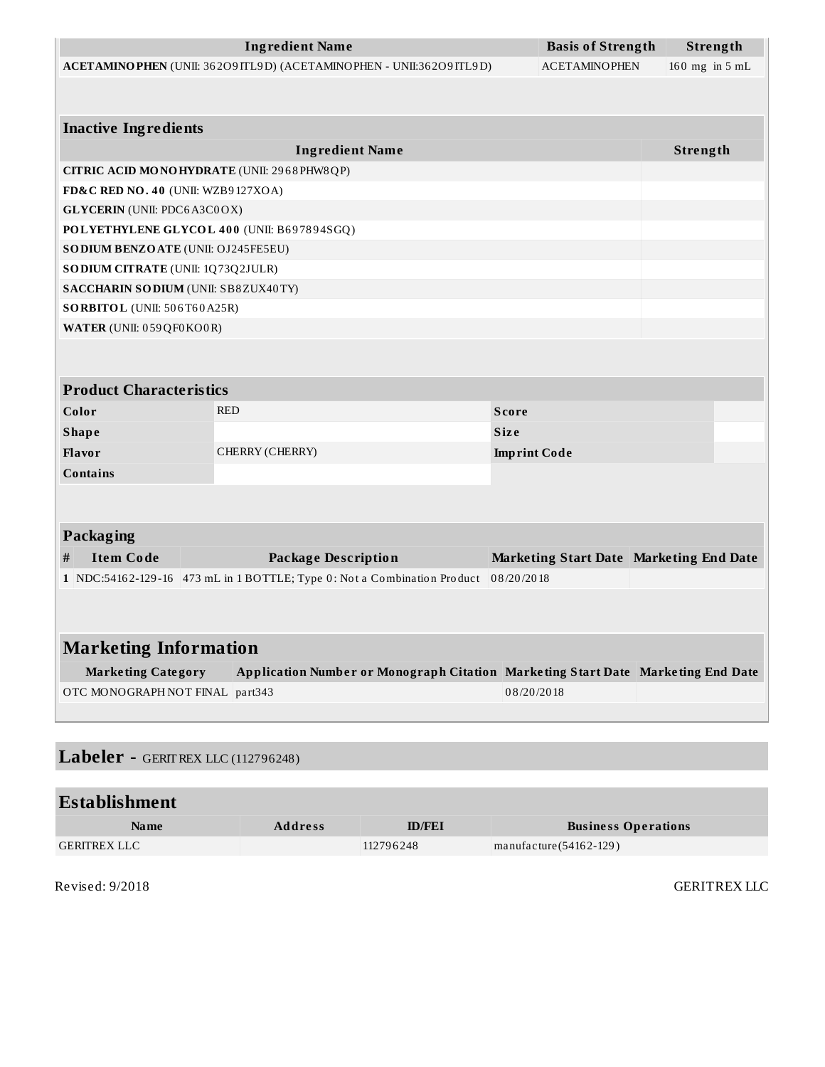| Ingredient Name | Basis of Strength | Strength |
| --- | --- | --- |
| **ACETAMINOPHEN** (UNII: 362O9ITL9D) (ACETAMINOPHEN - UNII:362O9ITL9D) | ACETAMINOPHEN | 160 mg in 5 mL |

| Inactive Ingredients | |
| --- | --- |
| **Ingredient Name** | **Strength** |
| **CITRIC ACID MONOHYDRATE** (UNII: 2968PHW8QP) | |
| **FD&C RED NO. 40** (UNII: WZB9127XOA) | |
| **GLYCERIN** (UNII: PDC6A3C0OX) | |
| **POLYETHYLENE GLYCOL 400** (UNII: B697894SGQ) | |
| **SODIUM BENZOATE** (UNII: OJ245FE5EU) | |
| **SODIUM CITRATE** (UNII: 1Q73Q2JULR) | |
| **SACCHARIN SODIUM** (UNII: SB8ZUX40TY) | |
| **SORBITOL** (UNII: 506T60A25R) | |
| **WATER** (UNII: 059QF0KO0R) | |

| Product Characteristics | | | |
| --- | --- | --- | --- |
| **Color** | RED | **Score** | |
| **Shape** | | **Size** | |
| **Flavor** | CHERRY (CHERRY) | **Imprint Code** | |
| **Contains** | | | |

| Packaging | | | | |
| --- | --- | --- | --- | --- |
| **#** | **Item Code** | **Package Description** | **Marketing Start Date** | **Marketing End Date** |
| **1** | NDC:54162-129-16 | 473 mL in 1 BOTTLE; Type 0: Not a Combination Product | 08/20/2018 | |

| Marketing Information | | | |
| --- | --- | --- | --- |
| **Marketing Category** | **Application Number or Monograph Citation** | **Marketing Start Date** | **Marketing End Date** |
| OTC MONOGRAPH NOT FINAL | part343 | 08/20/2018 | |

## Labeler - GERITREX LLC (112796248)

| Establishment | | | |
| --- | --- | --- | --- |
| **Name** | **Address** | **ID/FEI** | **Business Operations** |
| GERITREX LLC | | 112796248 | manufacture(54162-129) |

Revised: 9/2018

GERITREX LLC